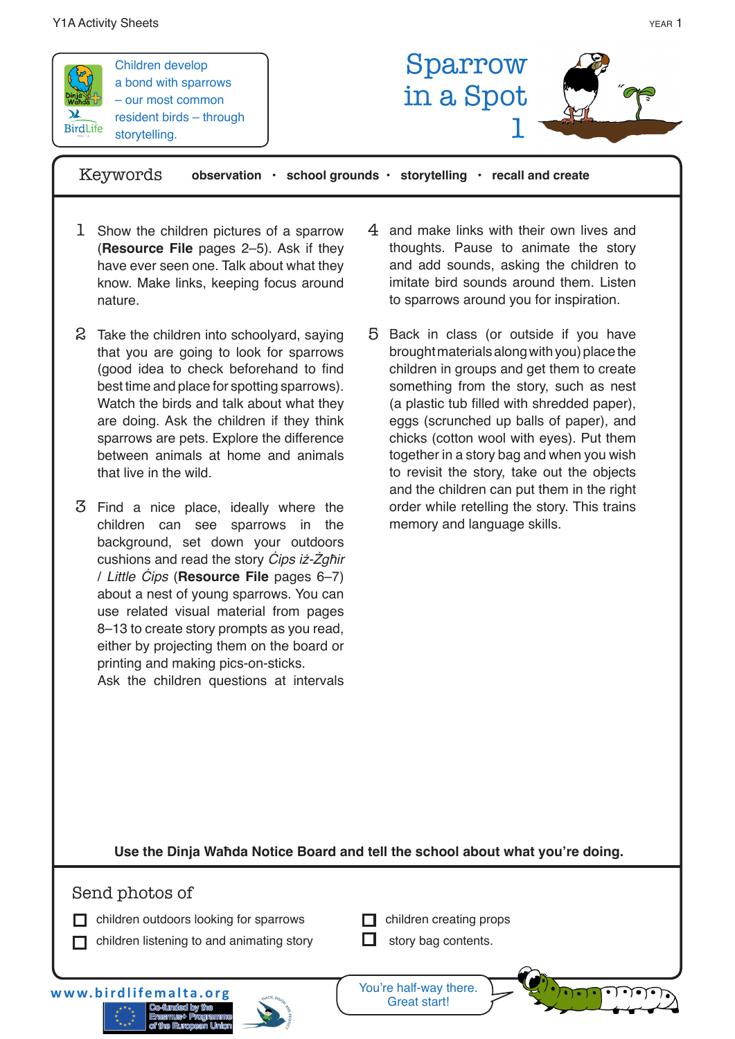Children develop a bond with sparrows – our most common resident birds – through storytelling.

# Sparrow in a Spot 1

**Keywords** observation · school grounds · storytelling · recall and create

1. Show the children pictures of a sparrow (**Resource File** pages 2–5). Ask if they have ever seen one. Talk about what they know. Make links, keeping focus around nature.

2. Take the children into schoolyard, saying that you are going to look for sparrows (good idea to check beforehand to find best time and place for spotting sparrows). Watch the birds and talk about what they are doing. Ask the children if they think sparrows are pets. Explore the difference between animals at home and animals that live in the wild.

3. Find a nice place, ideally where the children can see sparrows in the background, set down your outdoors cushions and read the story *Ċips iż-Żgħir / Little Ċips* (**Resource File** pages 6–7) about a nest of young sparrows. You can use related visual material from pages 8–13 to create story prompts as you read, either by projecting them on the board or printing and making pics-on-sticks.
Ask the children questions at intervals

4. and make links with their own lives and thoughts. Pause to animate the story and add sounds, asking the children to imitate bird sounds around them. Listen to sparrows around you for inspiration.

5. Back in class (or outside if you have brought materials along with you) place the children in groups and get them to create something from the story, such as nest (a plastic tub filled with shredded paper), eggs (scrunched up balls of paper), and chicks (cotton wool with eyes). Put them together in a story bag and when you wish to revisit the story, take out the objects and the children can put them in the right order while retelling the story. This trains memory and language skills.

**Use the Dinja Waħda Notice Board and tell the school about what you're doing.**

## Send photos of

- [ ] children outdoors looking for sparrows
- [ ] children listening to and animating story
- [ ] children creating props
- [ ] story bag contents.

www.birdlifemalta.org

Co-funded by the Erasmus+ Programme of the European Union

You're half-way there. Great start!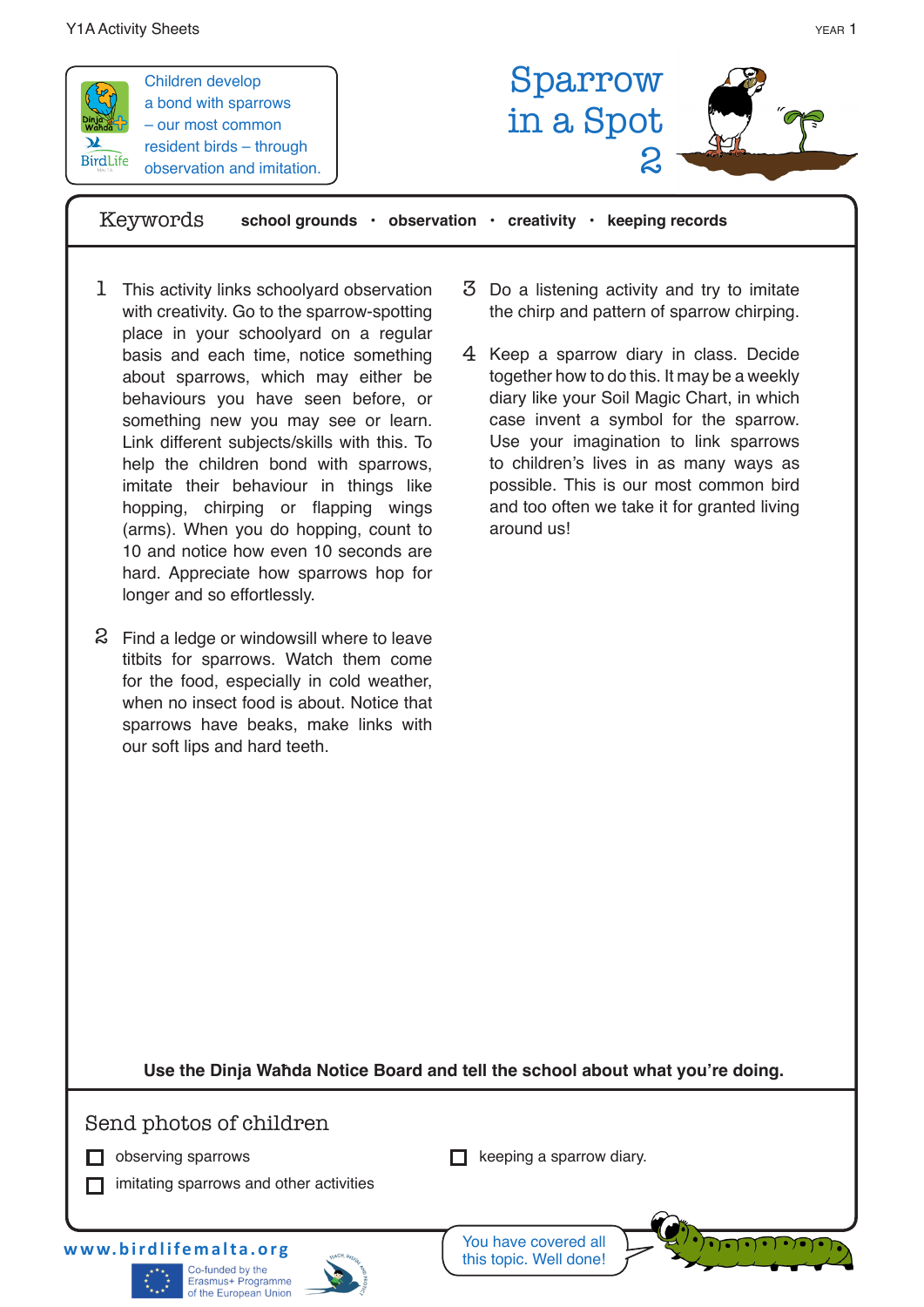Children develop a bond with sparrows – our most common resident birds – through observation and imitation.

# Sparrow in a Spot 2

**Keywords** school grounds · observation · creativity · keeping records

1. This activity links schoolyard observation with creativity. Go to the sparrow-spotting place in your schoolyard on a regular basis and each time, notice something about sparrows, which may either be behaviours you have seen before, or something new you may see or learn. Link different subjects/skills with this. To help the children bond with sparrows, imitate their behaviour in things like hopping, chirping or flapping wings (arms). When you do hopping, count to 10 and notice how even 10 seconds are hard. Appreciate how sparrows hop for longer and so effortlessly.

2. Find a ledge or windowsill where to leave titbits for sparrows. Watch them come for the food, especially in cold weather, when no insect food is about. Notice that sparrows have beaks, make links with our soft lips and hard teeth.

3. Do a listening activity and try to imitate the chirp and pattern of sparrow chirping.

4. Keep a sparrow diary in class. Decide together how to do this. It may be a weekly diary like your Soil Magic Chart, in which case invent a symbol for the sparrow. Use your imagination to link sparrows to children's lives in as many ways as possible. This is our most common bird and too often we take it for granted living around us!

**Use the Dinja Waħda Notice Board and tell the school about what you're doing.**

## Send photos of children

- [ ] observing sparrows
- [ ] imitating sparrows and other activities
- [ ] keeping a sparrow diary.

You have covered all this topic. Well done!

www.birdlifemalta.org

Co-funded by the Erasmus+ Programme of the European Union